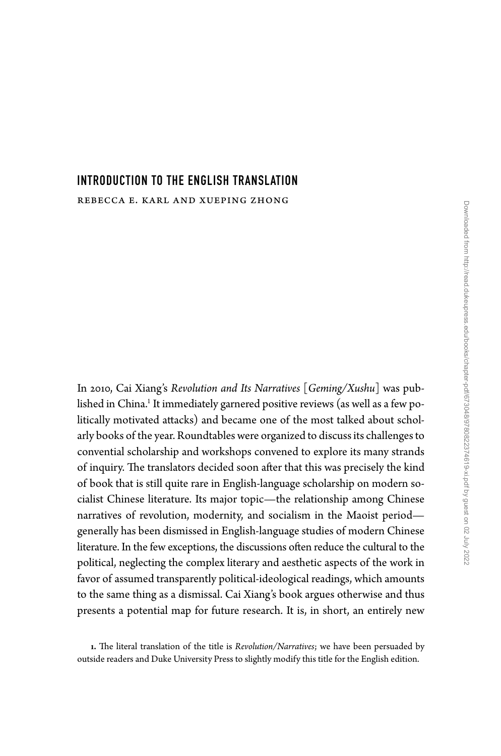# INTRODUCTION TO THE ENGLISH TRANSLATION

REBECCA E. KARL AND XUEPING ZHONG

In 2010, Cai Xiang's *Revolution and Its Narratives* [*Geming/Xushu*] was published in China.[1] It immediately garnered positive reviews (as well as a few politically motivated attacks) and became one of the most talked about scholarly books of the year. Roundtables were organized to discuss its challenges to conventional scholarship and workshops convened to explore its many strands of inquiry. The translators decided soon after that this was precisely the kind of book that is still quite rare in English-language scholarship on modern socialist Chinese literature. Its major topic—the relationship among Chinese narratives of revolution, modernity, and socialism in the Maoist period—generally has been dismissed in English-language studies of modern Chinese literature. In the few exceptions, the discussions often reduce the cultural to the political, neglecting the complex literary and aesthetic aspects of the work in favor of assumed transparently political-ideological readings, which amounts to the same thing as a dismissal. Cai Xiang's book argues otherwise and thus presents a potential map for future research. It is, in short, an entirely new

1. The literal translation of the title is *Revolution/Narratives*; we have been persuaded by outside readers and Duke University Press to slightly modify this title for the English edition.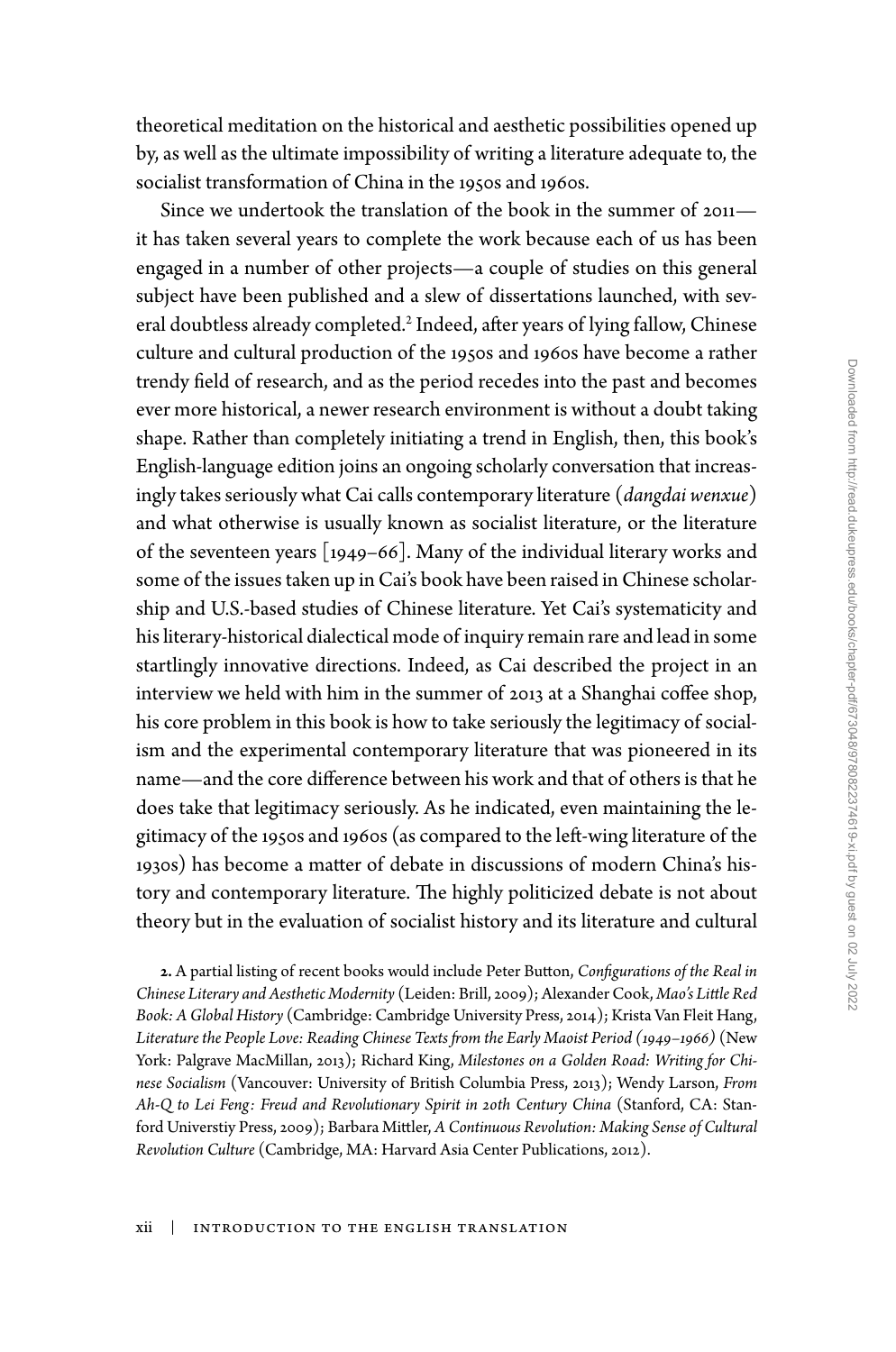theoretical meditation on the historical and aesthetic possibilities opened up by, as well as the ultimate impossibility of writing a literature adequate to, the socialist transformation of China in the 1950s and 1960s.

Since we undertook the translation of the book in the summer of 2011—it has taken several years to complete the work because each of us has been engaged in a number of other projects—a couple of studies on this general subject have been published and a slew of dissertations launched, with several doubtless already completed.[2] Indeed, after years of lying fallow, Chinese culture and cultural production of the 1950s and 1960s have become a rather trendy field of research, and as the period recedes into the past and becomes ever more historical, a newer research environment is without a doubt taking shape. Rather than completely initiating a trend in English, then, this book's English-language edition joins an ongoing scholarly conversation that increasingly takes seriously what Cai calls contemporary literature (*dangdai wenxue*) and what otherwise is usually known as socialist literature, or the literature of the seventeen years [1949–66]. Many of the individual literary works and some of the issues taken up in Cai's book have been raised in Chinese scholarship and U.S.-based studies of Chinese literature. Yet Cai's systematicity and his literary-historical dialectical mode of inquiry remain rare and lead in some startlingly innovative directions. Indeed, as Cai described the project in an interview we held with him in the summer of 2013 at a Shanghai coffee shop, his core problem in this book is how to take seriously the legitimacy of socialism and the experimental contemporary literature that was pioneered in its name—and the core difference between his work and that of others is that he does take that legitimacy seriously. As he indicated, even maintaining the legitimacy of the 1950s and 1960s (as compared to the left-wing literature of the 1930s) has become a matter of debate in discussions of modern China's history and contemporary literature. The highly politicized debate is not about theory but in the evaluation of socialist history and its literature and cultural

**2.** A partial listing of recent books would include Peter Button, *Configurations of the Real in Chinese Literary and Aesthetic Modernity* (Leiden: Brill, 2009); Alexander Cook, *Mao's Little Red Book: A Global History* (Cambridge: Cambridge University Press, 2014); Krista Van Fleit Hang, *Literature the People Love: Reading Chinese Texts from the Early Maoist Period (1949–1966)* (New York: Palgrave MacMillan, 2013); Richard King, *Milestones on a Golden Road: Writing for Chinese Socialism* (Vancouver: University of British Columbia Press, 2013); Wendy Larson, *From Ah-Q to Lei Feng: Freud and Revolutionary Spirit in 20th Century China* (Stanford, CA: Stanford Universtiy Press, 2009); Barbara Mittler, *A Continuous Revolution: Making Sense of Cultural Revolution Culture* (Cambridge, MA: Harvard Asia Center Publications, 2012).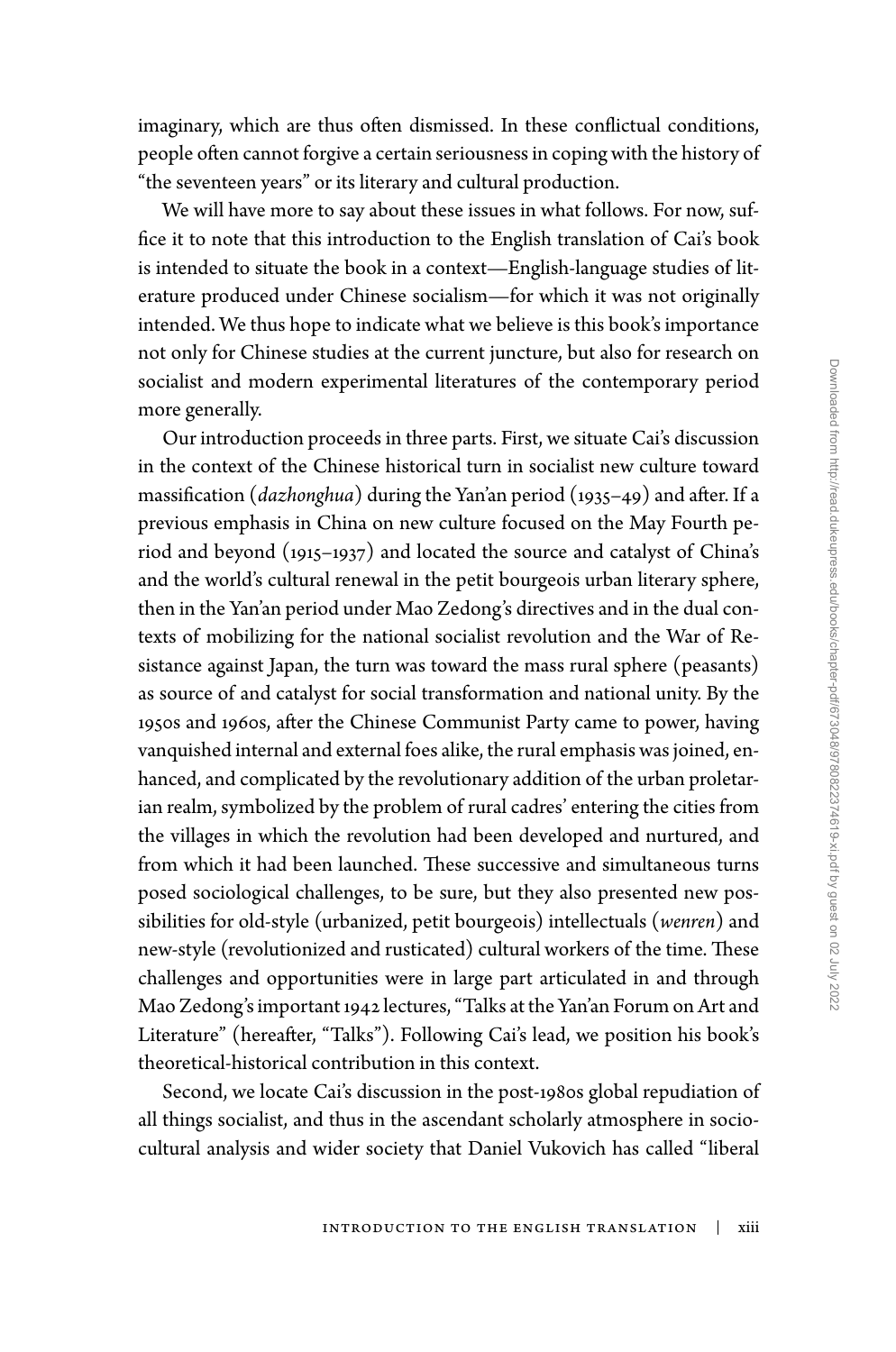imaginary, which are thus often dismissed. In these conflictual conditions, people often cannot forgive a certain seriousness in coping with the history of "the seventeen years" or its literary and cultural production.

We will have more to say about these issues in what follows. For now, suffice it to note that this introduction to the English translation of Cai's book is intended to situate the book in a context—English-language studies of literature produced under Chinese socialism—for which it was not originally intended. We thus hope to indicate what we believe is this book's importance not only for Chinese studies at the current juncture, but also for research on socialist and modern experimental literatures of the contemporary period more generally.

Our introduction proceeds in three parts. First, we situate Cai's discussion in the context of the Chinese historical turn in socialist new culture toward massification (*dazhonghua*) during the Yan'an period (1935–49) and after. If a previous emphasis in China on new culture focused on the May Fourth period and beyond (1915–1937) and located the source and catalyst of China's and the world's cultural renewal in the petit bourgeois urban literary sphere, then in the Yan'an period under Mao Zedong's directives and in the dual contexts of mobilizing for the national socialist revolution and the War of Resistance against Japan, the turn was toward the mass rural sphere (peasants) as source of and catalyst for social transformation and national unity. By the 1950s and 1960s, after the Chinese Communist Party came to power, having vanquished internal and external foes alike, the rural emphasis was joined, enhanced, and complicated by the revolutionary addition of the urban proletarian realm, symbolized by the problem of rural cadres' entering the cities from the villages in which the revolution had been developed and nurtured, and from which it had been launched. These successive and simultaneous turns posed sociological challenges, to be sure, but they also presented new possibilities for old-style (urbanized, petit bourgeois) intellectuals (*wenren*) and new-style (revolutionized and rusticated) cultural workers of the time. These challenges and opportunities were in large part articulated in and through Mao Zedong's important 1942 lectures, "Talks at the Yan'an Forum on Art and Literature" (hereafter, "Talks"). Following Cai's lead, we position his book's theoretical-historical contribution in this context.

Second, we locate Cai's discussion in the post-1980s global repudiation of all things socialist, and thus in the ascendant scholarly atmosphere in sociocultural analysis and wider society that Daniel Vukovich has called "liberal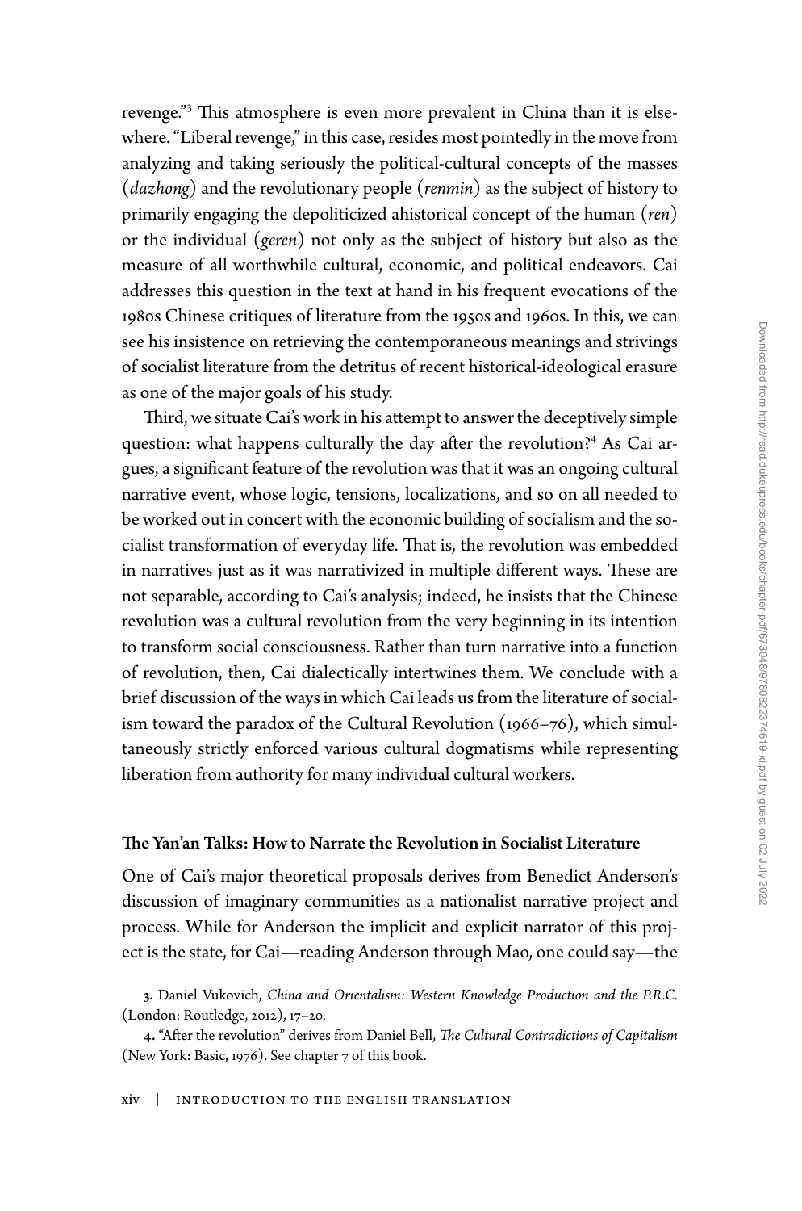revenge."[3] This atmosphere is even more prevalent in China than it is elsewhere. "Liberal revenge," in this case, resides most pointedly in the move from analyzing and taking seriously the political-cultural concepts of the masses (*dazhong*) and the revolutionary people (*renmin*) as the subject of history to primarily engaging the depoliticized ahistorical concept of the human (*ren*) or the individual (*geren*) not only as the subject of history but also as the measure of all worthwhile cultural, economic, and political endeavors. Cai addresses this question in the text at hand in his frequent evocations of the 1980s Chinese critiques of literature from the 1950s and 1960s. In this, we can see his insistence on retrieving the contemporaneous meanings and strivings of socialist literature from the detritus of recent historical-ideological erasure as one of the major goals of his study.

Third, we situate Cai's work in his attempt to answer the deceptively simple question: what happens culturally the day after the revolution?[4] As Cai argues, a significant feature of the revolution was that it was an ongoing cultural narrative event, whose logic, tensions, localizations, and so on all needed to be worked out in concert with the economic building of socialism and the socialist transformation of everyday life. That is, the revolution was embedded in narratives just as it was narrativized in multiple different ways. These are not separable, according to Cai's analysis; indeed, he insists that the Chinese revolution was a cultural revolution from the very beginning in its intention to transform social consciousness. Rather than turn narrative into a function of revolution, then, Cai dialectically intertwines them. We conclude with a brief discussion of the ways in which Cai leads us from the literature of socialism toward the paradox of the Cultural Revolution (1966–76), which simultaneously strictly enforced various cultural dogmatisms while representing liberation from authority for many individual cultural workers.

### The Yan'an Talks: How to Narrate the Revolution in Socialist Literature

One of Cai's major theoretical proposals derives from Benedict Anderson's discussion of imaginary communities as a nationalist narrative project and process. While for Anderson the implicit and explicit narrator of this project is the state, for Cai—reading Anderson through Mao, one could say—the

3. Daniel Vukovich, *China and Orientalism: Western Knowledge Production and the P.R.C.* (London: Routledge, 2012), 17–20.

4. "After the revolution" derives from Daniel Bell, *The Cultural Contradictions of Capitalism* (New York: Basic, 1976). See chapter 7 of this book.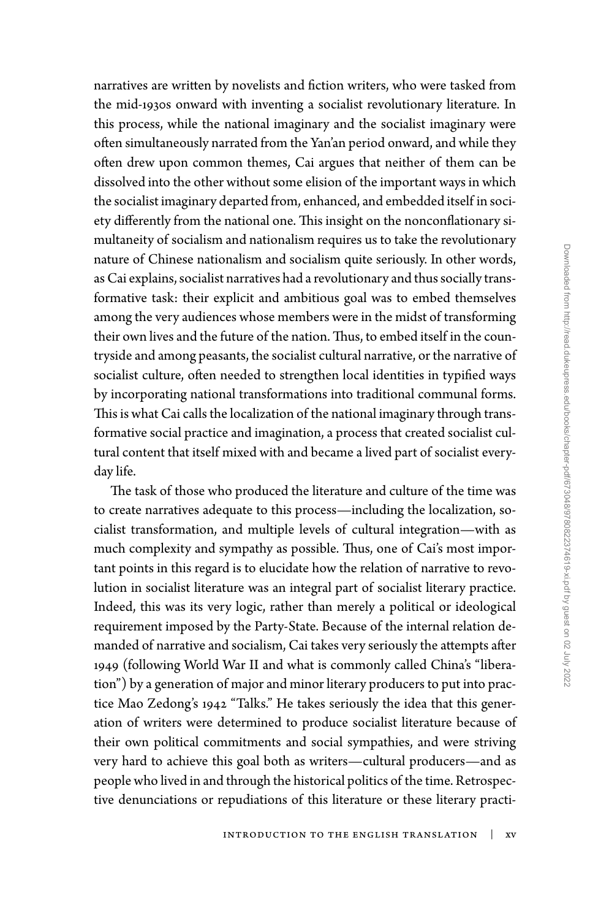narratives are written by novelists and fiction writers, who were tasked from the mid-1930s onward with inventing a socialist revolutionary literature. In this process, while the national imaginary and the socialist imaginary were often simultaneously narrated from the Yan'an period onward, and while they often drew upon common themes, Cai argues that neither of them can be dissolved into the other without some elision of the important ways in which the socialist imaginary departed from, enhanced, and embedded itself in society differently from the national one. This insight on the nonconflationary simultaneity of socialism and nationalism requires us to take the revolutionary nature of Chinese nationalism and socialism quite seriously. In other words, as Cai explains, socialist narratives had a revolutionary and thus socially transformative task: their explicit and ambitious goal was to embed themselves among the very audiences whose members were in the midst of transforming their own lives and the future of the nation. Thus, to embed itself in the countryside and among peasants, the socialist cultural narrative, or the narrative of socialist culture, often needed to strengthen local identities in typified ways by incorporating national transformations into traditional communal forms. This is what Cai calls the localization of the national imaginary through transformative social practice and imagination, a process that created socialist cultural content that itself mixed with and became a lived part of socialist everyday life.

The task of those who produced the literature and culture of the time was to create narratives adequate to this process—including the localization, socialist transformation, and multiple levels of cultural integration—with as much complexity and sympathy as possible. Thus, one of Cai's most important points in this regard is to elucidate how the relation of narrative to revolution in socialist literature was an integral part of socialist literary practice. Indeed, this was its very logic, rather than merely a political or ideological requirement imposed by the Party-State. Because of the internal relation demanded of narrative and socialism, Cai takes very seriously the attempts after 1949 (following World War II and what is commonly called China's "liberation") by a generation of major and minor literary producers to put into practice Mao Zedong's 1942 "Talks." He takes seriously the idea that this generation of writers were determined to produce socialist literature because of their own political commitments and social sympathies, and were striving very hard to achieve this goal both as writers—cultural producers—and as people who lived in and through the historical politics of the time. Retrospective denunciations or repudiations of this literature or these literary practi-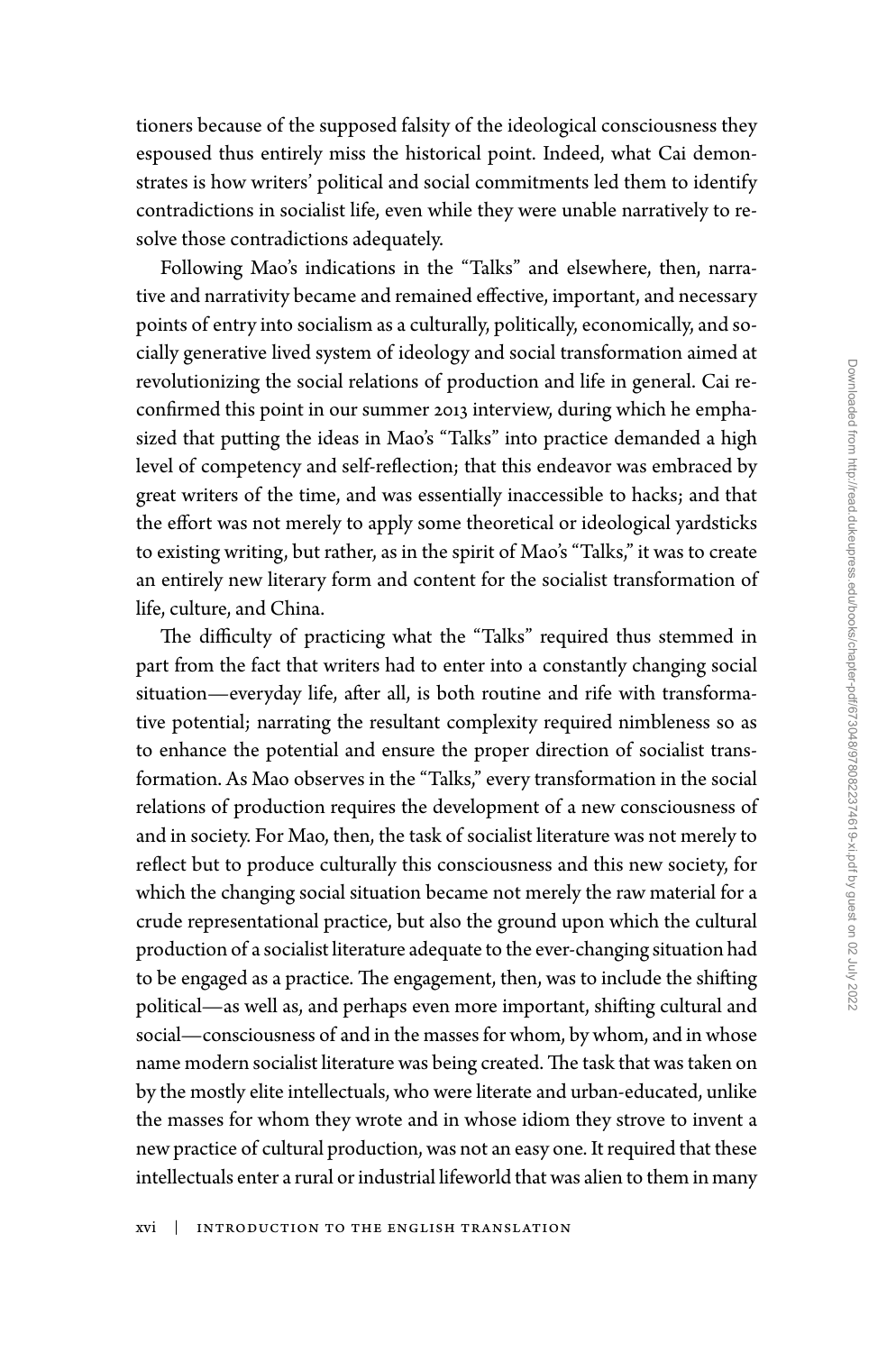tioners because of the supposed falsity of the ideological consciousness they espoused thus entirely miss the historical point. Indeed, what Cai demonstrates is how writers' political and social commitments led them to identify contradictions in socialist life, even while they were unable narratively to resolve those contradictions adequately.

Following Mao's indications in the "Talks" and elsewhere, then, narrative and narrativity became and remained effective, important, and necessary points of entry into socialism as a culturally, politically, economically, and socially generative lived system of ideology and social transformation aimed at revolutionizing the social relations of production and life in general. Cai reconfirmed this point in our summer 2013 interview, during which he emphasized that putting the ideas in Mao's "Talks" into practice demanded a high level of competency and self-reflection; that this endeavor was embraced by great writers of the time, and was essentially inaccessible to hacks; and that the effort was not merely to apply some theoretical or ideological yardsticks to existing writing, but rather, as in the spirit of Mao's "Talks," it was to create an entirely new literary form and content for the socialist transformation of life, culture, and China.

The difficulty of practicing what the "Talks" required thus stemmed in part from the fact that writers had to enter into a constantly changing social situation—everyday life, after all, is both routine and rife with transformative potential; narrating the resultant complexity required nimbleness so as to enhance the potential and ensure the proper direction of socialist transformation. As Mao observes in the "Talks," every transformation in the social relations of production requires the development of a new consciousness of and in society. For Mao, then, the task of socialist literature was not merely to reflect but to produce culturally this consciousness and this new society, for which the changing social situation became not merely the raw material for a crude representational practice, but also the ground upon which the cultural production of a socialist literature adequate to the ever-changing situation had to be engaged as a practice. The engagement, then, was to include the shifting political—as well as, and perhaps even more important, shifting cultural and social—consciousness of and in the masses for whom, by whom, and in whose name modern socialist literature was being created. The task that was taken on by the mostly elite intellectuals, who were literate and urban-educated, unlike the masses for whom they wrote and in whose idiom they strove to invent a new practice of cultural production, was not an easy one. It required that these intellectuals enter a rural or industrial lifeworld that was alien to them in many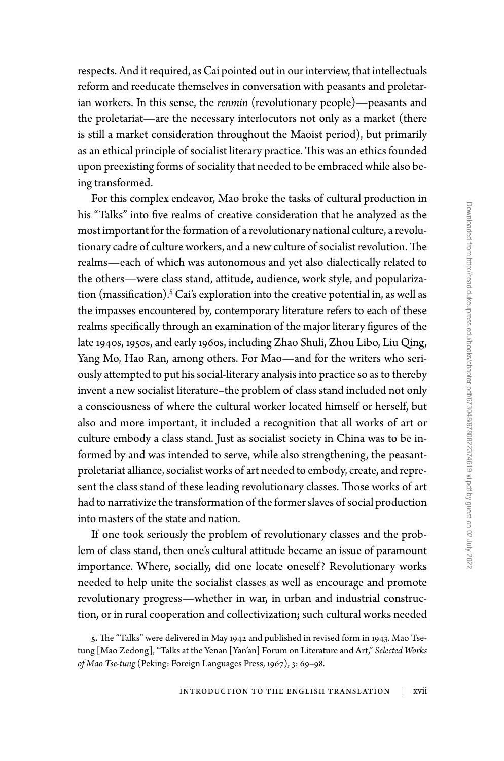respects. And it required, as Cai pointed out in our interview, that intellectuals reform and reeducate themselves in conversation with peasants and proletarian workers. In this sense, the *renmin* (revolutionary people)—peasants and the proletariat—are the necessary interlocutors not only as a market (there is still a market consideration throughout the Maoist period), but primarily as an ethical principle of socialist literary practice. This was an ethics founded upon preexisting forms of sociality that needed to be embraced while also being transformed.

For this complex endeavor, Mao broke the tasks of cultural production in his "Talks" into five realms of creative consideration that he analyzed as the most important for the formation of a revolutionary national culture, a revolutionary cadre of culture workers, and a new culture of socialist revolution. The realms—each of which was autonomous and yet also dialectically related to the others—were class stand, attitude, audience, work style, and popularization (massification).[5] Cai's exploration into the creative potential in, as well as the impasses encountered by, contemporary literature refers to each of these realms specifically through an examination of the major literary figures of the late 1940s, 1950s, and early 1960s, including Zhao Shuli, Zhou Libo, Liu Qing, Yang Mo, Hao Ran, among others. For Mao—and for the writers who seriously attempted to put his social-literary analysis into practice so as to thereby invent a new socialist literature–the problem of class stand included not only a consciousness of where the cultural worker located himself or herself, but also and more important, it included a recognition that all works of art or culture embody a class stand. Just as socialist society in China was to be informed by and was intended to serve, while also strengthening, the peasant-proletariat alliance, socialist works of art needed to embody, create, and represent the class stand of these leading revolutionary classes. Those works of art had to narrativize the transformation of the former slaves of social production into masters of the state and nation.

If one took seriously the problem of revolutionary classes and the problem of class stand, then one's cultural attitude became an issue of paramount importance. Where, socially, did one locate oneself? Revolutionary works needed to help unite the socialist classes as well as encourage and promote revolutionary progress—whether in war, in urban and industrial construction, or in rural cooperation and collectivization; such cultural works needed

**5.** The "Talks" were delivered in May 1942 and published in revised form in 1943. Mao Tsetung [Mao Zedong], "Talks at the Yenan [Yan'an] Forum on Literature and Art," *Selected Works of Mao Tse-tung* (Peking: Foreign Languages Press, 1967), 3: 69–98.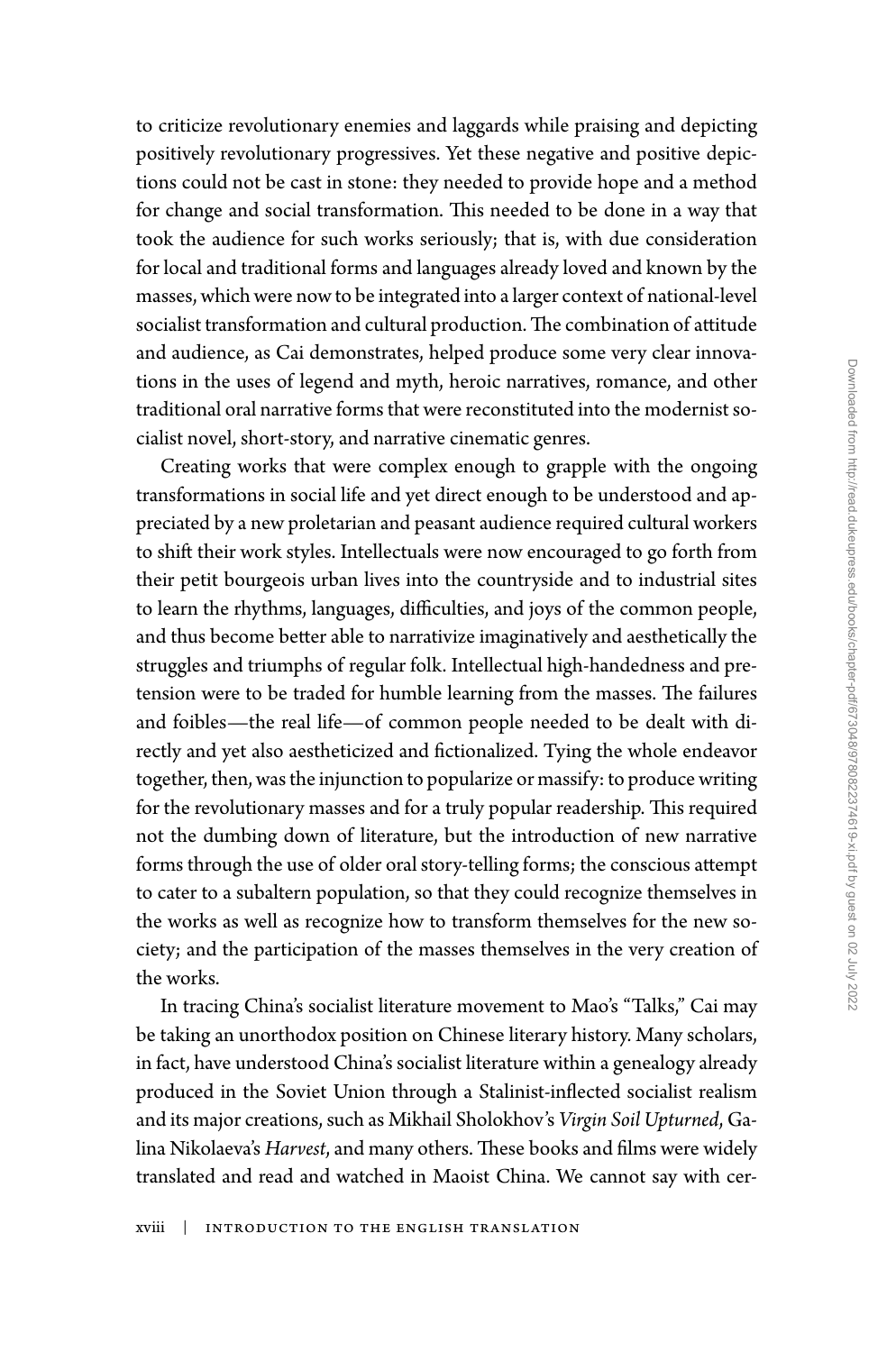to criticize revolutionary enemies and laggards while praising and depicting positively revolutionary progressives. Yet these negative and positive depictions could not be cast in stone: they needed to provide hope and a method for change and social transformation. This needed to be done in a way that took the audience for such works seriously; that is, with due consideration for local and traditional forms and languages already loved and known by the masses, which were now to be integrated into a larger context of national-level socialist transformation and cultural production. The combination of attitude and audience, as Cai demonstrates, helped produce some very clear innovations in the uses of legend and myth, heroic narratives, romance, and other traditional oral narrative forms that were reconstituted into the modernist socialist novel, short-story, and narrative cinematic genres.

Creating works that were complex enough to grapple with the ongoing transformations in social life and yet direct enough to be understood and appreciated by a new proletarian and peasant audience required cultural workers to shift their work styles. Intellectuals were now encouraged to go forth from their petit bourgeois urban lives into the countryside and to industrial sites to learn the rhythms, languages, difficulties, and joys of the common people, and thus become better able to narrativize imaginatively and aesthetically the struggles and triumphs of regular folk. Intellectual high-handedness and pretension were to be traded for humble learning from the masses. The failures and foibles—the real life—of common people needed to be dealt with directly and yet also aestheticized and fictionalized. Tying the whole endeavor together, then, was the injunction to popularize or massify: to produce writing for the revolutionary masses and for a truly popular readership. This required not the dumbing down of literature, but the introduction of new narrative forms through the use of older oral story-telling forms; the conscious attempt to cater to a subaltern population, so that they could recognize themselves in the works as well as recognize how to transform themselves for the new society; and the participation of the masses themselves in the very creation of the works.

In tracing China's socialist literature movement to Mao's "Talks," Cai may be taking an unorthodox position on Chinese literary history. Many scholars, in fact, have understood China's socialist literature within a genealogy already produced in the Soviet Union through a Stalinist-inflected socialist realism and its major creations, such as Mikhail Sholokhov's *Virgin Soil Upturned*, Galina Nikolaeva's *Harvest*, and many others. These books and films were widely translated and read and watched in Maoist China. We cannot say with cer-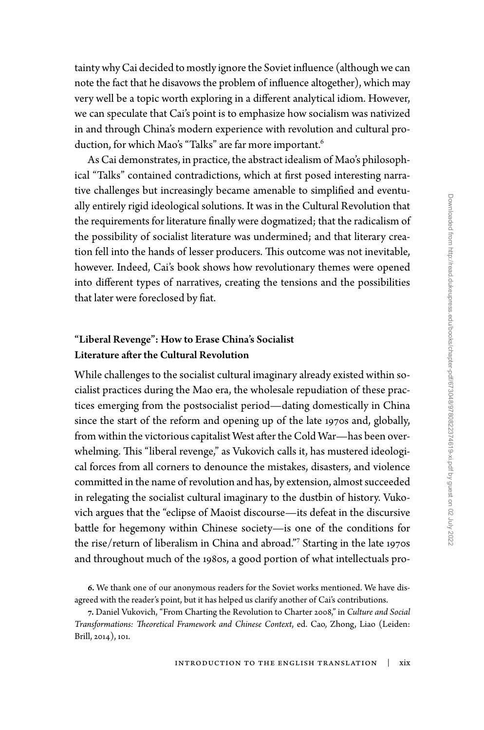tainty why Cai decided to mostly ignore the Soviet influence (although we can note the fact that he disavows the problem of influence altogether), which may very well be a topic worth exploring in a different analytical idiom. However, we can speculate that Cai's point is to emphasize how socialism was nativized in and through China's modern experience with revolution and cultural production, for which Mao's "Talks" are far more important.[6]

As Cai demonstrates, in practice, the abstract idealism of Mao's philosophical "Talks" contained contradictions, which at first posed interesting narrative challenges but increasingly became amenable to simplified and eventually entirely rigid ideological solutions. It was in the Cultural Revolution that the requirements for literature finally were dogmatized; that the radicalism of the possibility of socialist literature was undermined; and that literary creation fell into the hands of lesser producers. This outcome was not inevitable, however. Indeed, Cai's book shows how revolutionary themes were opened into different types of narratives, creating the tensions and the possibilities that later were foreclosed by fiat.

## "Liberal Revenge": How to Erase China's Socialist Literature after the Cultural Revolution

While challenges to the socialist cultural imaginary already existed within socialist practices during the Mao era, the wholesale repudiation of these practices emerging from the postsocialist period—dating domestically in China since the start of the reform and opening up of the late 1970s and, globally, from within the victorious capitalist West after the Cold War—has been overwhelming. This "liberal revenge," as Vukovich calls it, has mustered ideological forces from all corners to denounce the mistakes, disasters, and violence committed in the name of revolution and has, by extension, almost succeeded in relegating the socialist cultural imaginary to the dustbin of history. Vukovich argues that the "eclipse of Maoist discourse—its defeat in the discursive battle for hegemony within Chinese society—is one of the conditions for the rise/return of liberalism in China and abroad."[7] Starting in the late 1970s and throughout much of the 1980s, a good portion of what intellectuals pro-

**6.** We thank one of our anonymous readers for the Soviet works mentioned. We have disagreed with the reader's point, but it has helped us clarify another of Cai's contributions.

**7.** Daniel Vukovich, "From Charting the Revolution to Charter 2008," in *Culture and Social Transformations: Theoretical Framework and Chinese Context*, ed. Cao, Zhong, Liao (Leiden: Brill, 2014), 101.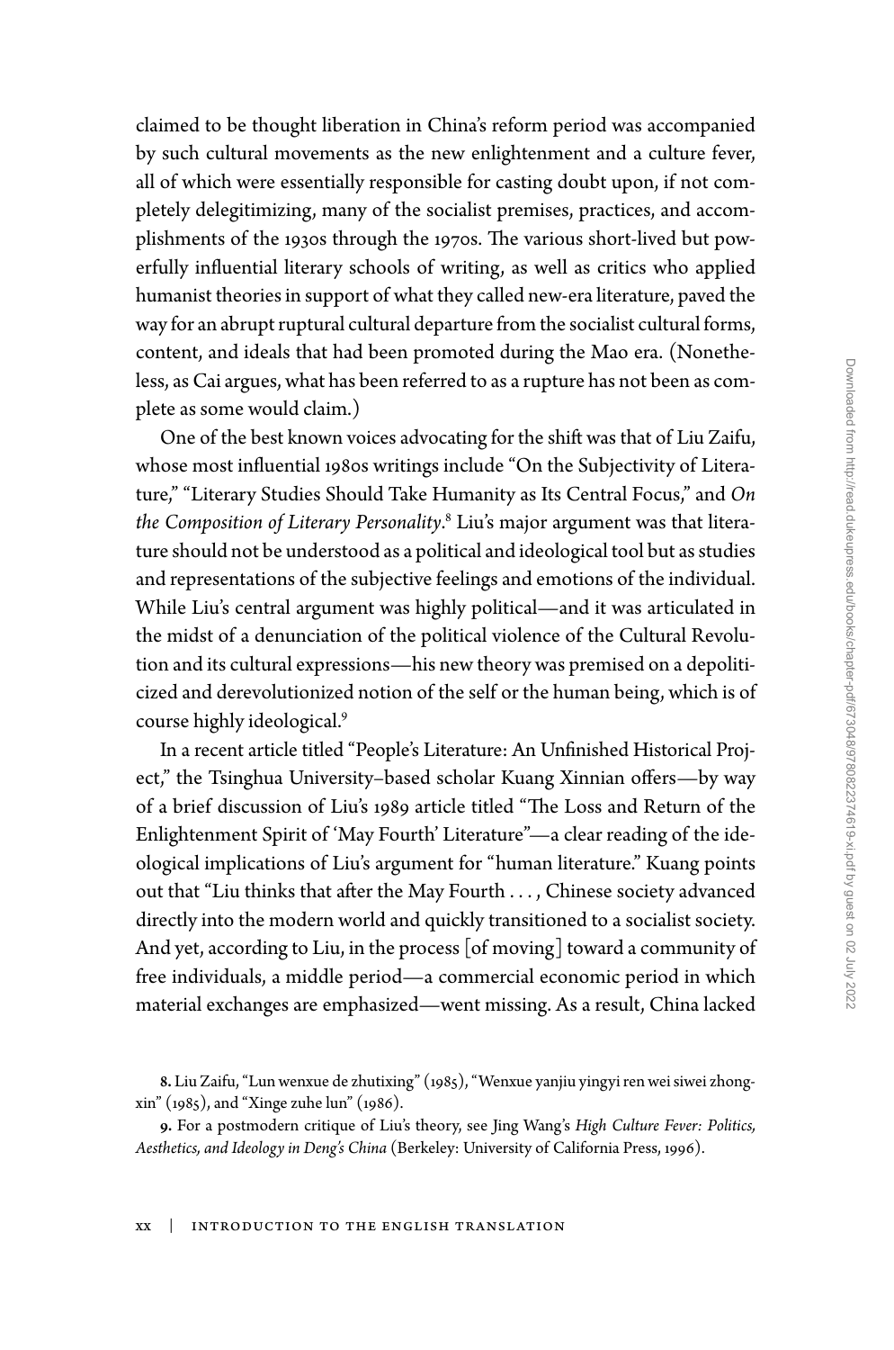claimed to be thought liberation in China's reform period was accompanied by such cultural movements as the new enlightenment and a culture fever, all of which were essentially responsible for casting doubt upon, if not completely delegitimizing, many of the socialist premises, practices, and accomplishments of the 1930s through the 1970s. The various short-lived but powerfully influential literary schools of writing, as well as critics who applied humanist theories in support of what they called new-era literature, paved the way for an abrupt ruptural cultural departure from the socialist cultural forms, content, and ideals that had been promoted during the Mao era. (Nonetheless, as Cai argues, what has been referred to as a rupture has not been as complete as some would claim.)

One of the best known voices advocating for the shift was that of Liu Zaifu, whose most influential 1980s writings include "On the Subjectivity of Literature," "Literary Studies Should Take Humanity as Its Central Focus," and *On the Composition of Literary Personality*.[8] Liu's major argument was that literature should not be understood as a political and ideological tool but as studies and representations of the subjective feelings and emotions of the individual. While Liu's central argument was highly political—and it was articulated in the midst of a denunciation of the political violence of the Cultural Revolution and its cultural expressions—his new theory was premised on a depoliticized and derevolutionized notion of the self or the human being, which is of course highly ideological.[9]

In a recent article titled "People's Literature: An Unfinished Historical Project," the Tsinghua University–based scholar Kuang Xinnian offers—by way of a brief discussion of Liu's 1989 article titled "The Loss and Return of the Enlightenment Spirit of 'May Fourth' Literature"—a clear reading of the ideological implications of Liu's argument for "human literature." Kuang points out that "Liu thinks that after the May Fourth . . . , Chinese society advanced directly into the modern world and quickly transitioned to a socialist society. And yet, according to Liu, in the process [of moving] toward a community of free individuals, a middle period—a commercial economic period in which material exchanges are emphasized—went missing. As a result, China lacked

**8.** Liu Zaifu, "Lun wenxue de zhutixing" (1985), "Wenxue yanjiu yingyi ren wei siwei zhongxin" (1985), and "Xinge zuhe lun" (1986).

**9.** For a postmodern critique of Liu's theory, see Jing Wang's *High Culture Fever: Politics, Aesthetics, and Ideology in Deng's China* (Berkeley: University of California Press, 1996).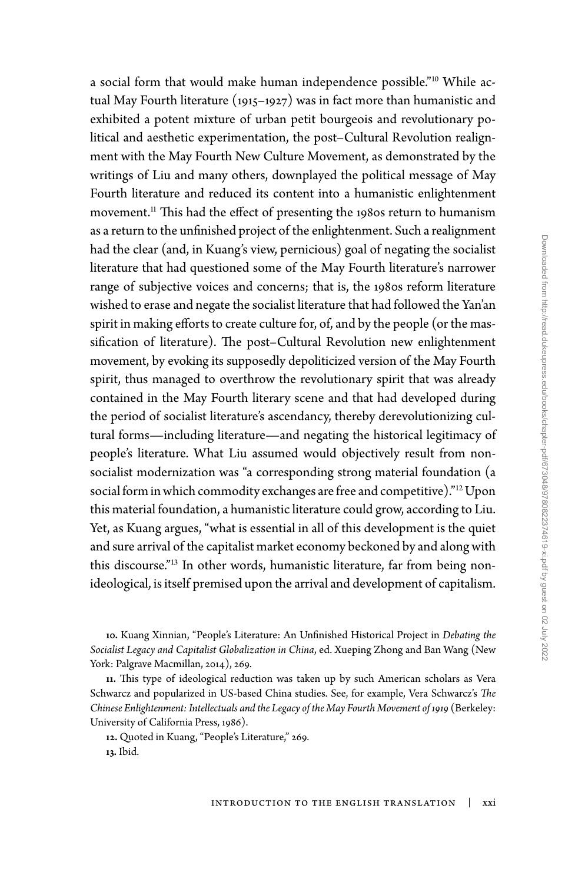a social form that would make human independence possible."[10] While actual May Fourth literature (1915–1927) was in fact more than humanistic and exhibited a potent mixture of urban petit bourgeois and revolutionary political and aesthetic experimentation, the post–Cultural Revolution realignment with the May Fourth New Culture Movement, as demonstrated by the writings of Liu and many others, downplayed the political message of May Fourth literature and reduced its content into a humanistic enlightenment movement.[11] This had the effect of presenting the 1980s return to humanism as a return to the unfinished project of the enlightenment. Such a realignment had the clear (and, in Kuang's view, pernicious) goal of negating the socialist literature that had questioned some of the May Fourth literature's narrower range of subjective voices and concerns; that is, the 1980s reform literature wished to erase and negate the socialist literature that had followed the Yan'an spirit in making efforts to create culture for, of, and by the people (or the massification of literature). The post–Cultural Revolution new enlightenment movement, by evoking its supposedly depoliticized version of the May Fourth spirit, thus managed to overthrow the revolutionary spirit that was already contained in the May Fourth literary scene and that had developed during the period of socialist literature's ascendancy, thereby derevolutionizing cultural forms—including literature—and negating the historical legitimacy of people's literature. What Liu assumed would objectively result from nonsocialist modernization was "a corresponding strong material foundation (a social form in which commodity exchanges are free and competitive)."[12] Upon this material foundation, a humanistic literature could grow, according to Liu. Yet, as Kuang argues, "what is essential in all of this development is the quiet and sure arrival of the capitalist market economy beckoned by and along with this discourse."[13] In other words, humanistic literature, far from being nonideological, is itself premised upon the arrival and development of capitalism.

**10.** Kuang Xinnian, "People's Literature: An Unfinished Historical Project in *Debating the Socialist Legacy and Capitalist Globalization in China*, ed. Xueping Zhong and Ban Wang (New York: Palgrave Macmillan, 2014), 269.

**11.** This type of ideological reduction was taken up by such American scholars as Vera Schwarcz and popularized in US-based China studies. See, for example, Vera Schwarcz's *The Chinese Enlightenment: Intellectuals and the Legacy of the May Fourth Movement of 1919* (Berkeley: University of California Press, 1986).

**12.** Quoted in Kuang, "People's Literature," 269.

**13.** Ibid.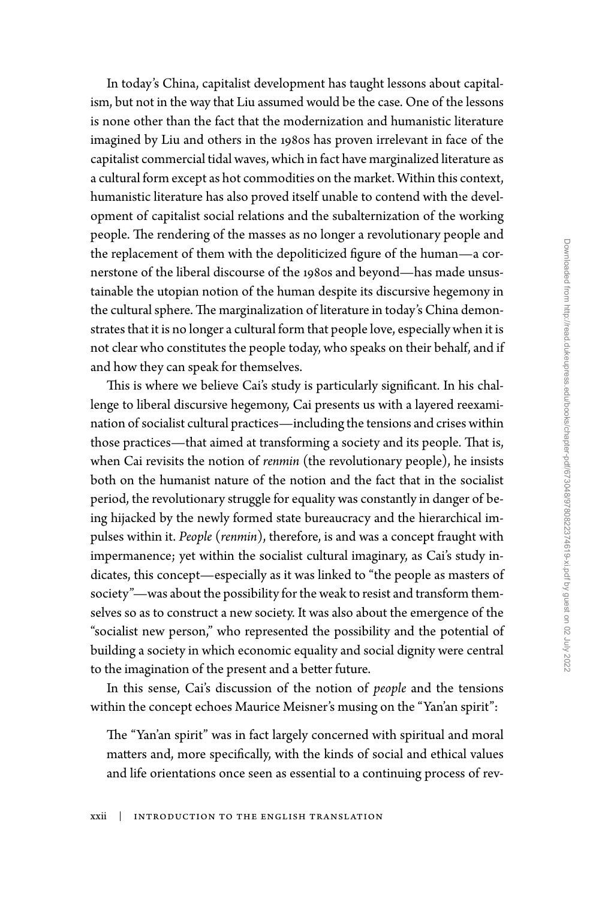In today's China, capitalist development has taught lessons about capitalism, but not in the way that Liu assumed would be the case. One of the lessons is none other than the fact that the modernization and humanistic literature imagined by Liu and others in the 1980s has proven irrelevant in face of the capitalist commercial tidal waves, which in fact have marginalized literature as a cultural form except as hot commodities on the market. Within this context, humanistic literature has also proved itself unable to contend with the development of capitalist social relations and the subalternization of the working people. The rendering of the masses as no longer a revolutionary people and the replacement of them with the depoliticized figure of the human—a cornerstone of the liberal discourse of the 1980s and beyond—has made unsustainable the utopian notion of the human despite its discursive hegemony in the cultural sphere. The marginalization of literature in today's China demonstrates that it is no longer a cultural form that people love, especially when it is not clear who constitutes the people today, who speaks on their behalf, and if and how they can speak for themselves.

This is where we believe Cai's study is particularly significant. In his challenge to liberal discursive hegemony, Cai presents us with a layered reexamination of socialist cultural practices—including the tensions and crises within those practices—that aimed at transforming a society and its people. That is, when Cai revisits the notion of *renmin* (the revolutionary people), he insists both on the humanist nature of the notion and the fact that in the socialist period, the revolutionary struggle for equality was constantly in danger of being hijacked by the newly formed state bureaucracy and the hierarchical impulses within it. *People* (*renmin*), therefore, is and was a concept fraught with impermanence; yet within the socialist cultural imaginary, as Cai's study indicates, this concept—especially as it was linked to "the people as masters of society"—was about the possibility for the weak to resist and transform themselves so as to construct a new society. It was also about the emergence of the "socialist new person," who represented the possibility and the potential of building a society in which economic equality and social dignity were central to the imagination of the present and a better future.

In this sense, Cai's discussion of the notion of *people* and the tensions within the concept echoes Maurice Meisner's musing on the "Yan'an spirit":

> The "Yan'an spirit" was in fact largely concerned with spiritual and moral matters and, more specifically, with the kinds of social and ethical values and life orientations once seen as essential to a continuing process of rev-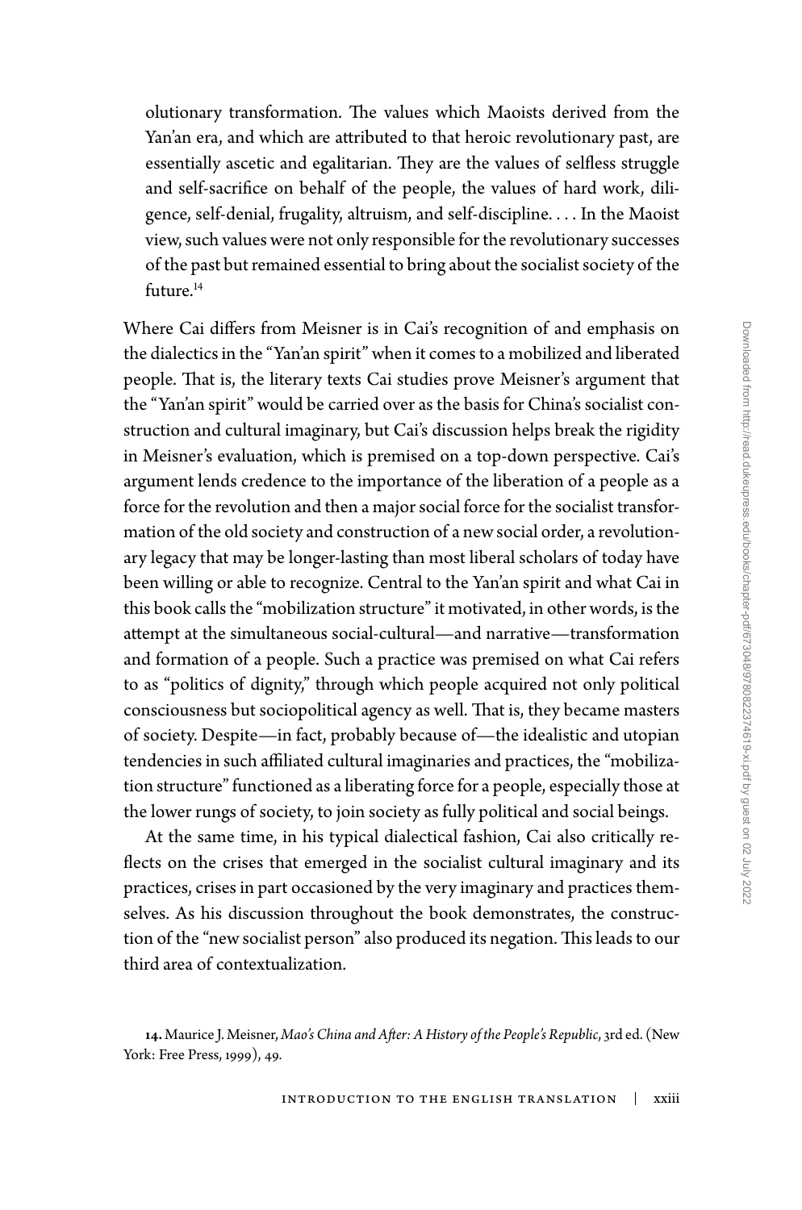olutionary transformation. The values which Maoists derived from the Yan'an era, and which are attributed to that heroic revolutionary past, are essentially ascetic and egalitarian. They are the values of selfless struggle and self-sacrifice on behalf of the people, the values of hard work, diligence, self-denial, frugality, altruism, and self-discipline. . . . In the Maoist view, such values were not only responsible for the revolutionary successes of the past but remained essential to bring about the socialist society of the future.[14]

Where Cai differs from Meisner is in Cai's recognition of and emphasis on the dialectics in the "Yan'an spirit" when it comes to a mobilized and liberated people. That is, the literary texts Cai studies prove Meisner's argument that the "Yan'an spirit" would be carried over as the basis for China's socialist construction and cultural imaginary, but Cai's discussion helps break the rigidity in Meisner's evaluation, which is premised on a top-down perspective. Cai's argument lends credence to the importance of the liberation of a people as a force for the revolution and then a major social force for the socialist transformation of the old society and construction of a new social order, a revolutionary legacy that may be longer-lasting than most liberal scholars of today have been willing or able to recognize. Central to the Yan'an spirit and what Cai in this book calls the "mobilization structure" it motivated, in other words, is the attempt at the simultaneous social-cultural—and narrative—transformation and formation of a people. Such a practice was premised on what Cai refers to as "politics of dignity," through which people acquired not only political consciousness but sociopolitical agency as well. That is, they became masters of society. Despite—in fact, probably because of—the idealistic and utopian tendencies in such affiliated cultural imaginaries and practices, the "mobilization structure" functioned as a liberating force for a people, especially those at the lower rungs of society, to join society as fully political and social beings.

At the same time, in his typical dialectical fashion, Cai also critically reflects on the crises that emerged in the socialist cultural imaginary and its practices, crises in part occasioned by the very imaginary and practices themselves. As his discussion throughout the book demonstrates, the construction of the "new socialist person" also produced its negation. This leads to our third area of contextualization.

**14.** Maurice J. Meisner, *Mao's China and After: A History of the People's Republic*, 3rd ed. (New York: Free Press, 1999), 49.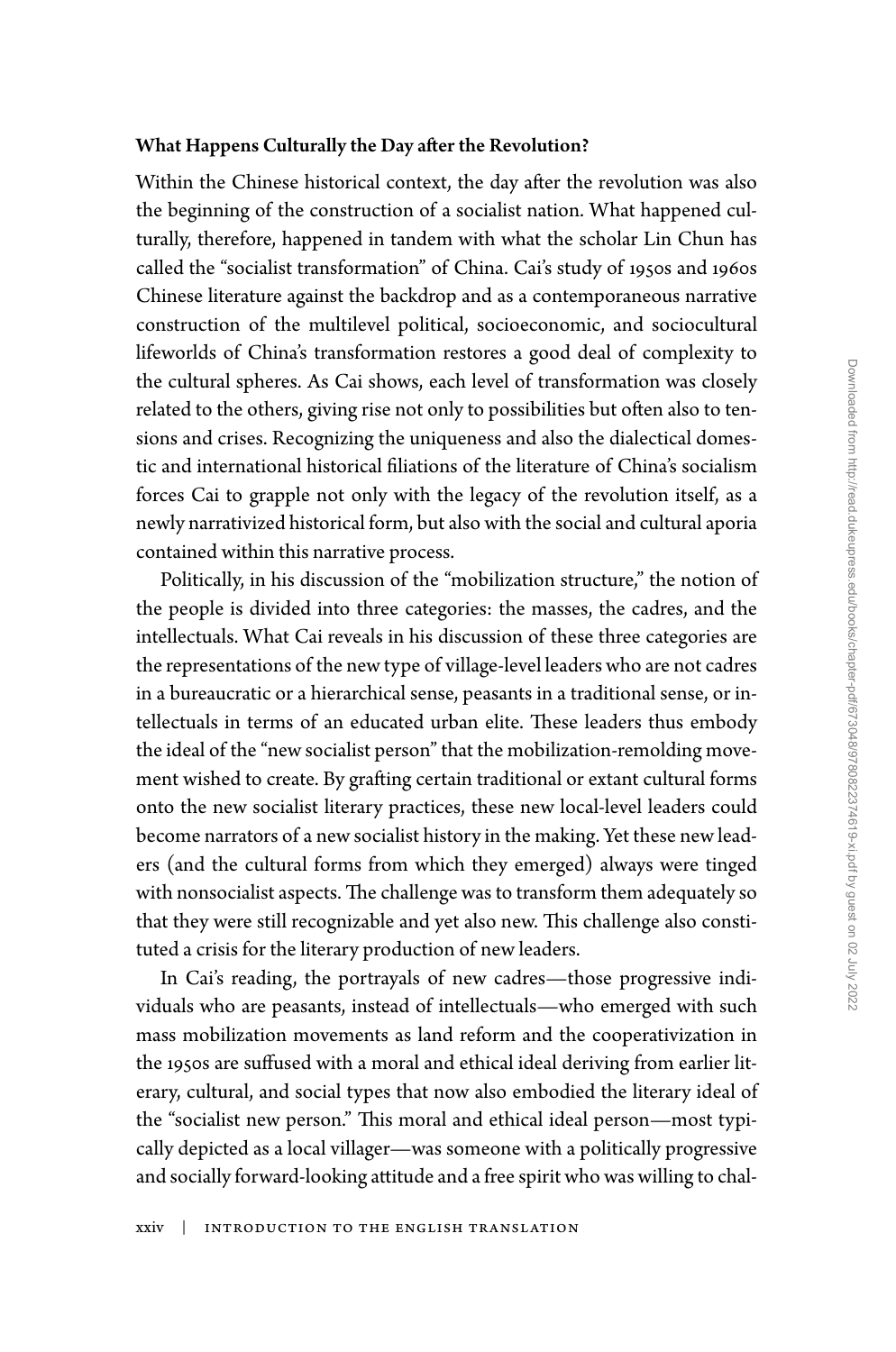### What Happens Culturally the Day after the Revolution?

Within the Chinese historical context, the day after the revolution was also the beginning of the construction of a socialist nation. What happened culturally, therefore, happened in tandem with what the scholar Lin Chun has called the "socialist transformation" of China. Cai's study of 1950s and 1960s Chinese literature against the backdrop and as a contemporaneous narrative construction of the multilevel political, socioeconomic, and sociocultural lifeworlds of China's transformation restores a good deal of complexity to the cultural spheres. As Cai shows, each level of transformation was closely related to the others, giving rise not only to possibilities but often also to tensions and crises. Recognizing the uniqueness and also the dialectical domestic and international historical filiations of the literature of China's socialism forces Cai to grapple not only with the legacy of the revolution itself, as a newly narrativized historical form, but also with the social and cultural aporia contained within this narrative process.

Politically, in his discussion of the "mobilization structure," the notion of the people is divided into three categories: the masses, the cadres, and the intellectuals. What Cai reveals in his discussion of these three categories are the representations of the new type of village-level leaders who are not cadres in a bureaucratic or a hierarchical sense, peasants in a traditional sense, or intellectuals in terms of an educated urban elite. These leaders thus embody the ideal of the "new socialist person" that the mobilization-remolding movement wished to create. By grafting certain traditional or extant cultural forms onto the new socialist literary practices, these new local-level leaders could become narrators of a new socialist history in the making. Yet these new leaders (and the cultural forms from which they emerged) always were tinged with nonsocialist aspects. The challenge was to transform them adequately so that they were still recognizable and yet also new. This challenge also constituted a crisis for the literary production of new leaders.

In Cai's reading, the portrayals of new cadres—those progressive individuals who are peasants, instead of intellectuals—who emerged with such mass mobilization movements as land reform and the cooperativization in the 1950s are suffused with a moral and ethical ideal deriving from earlier literary, cultural, and social types that now also embodied the literary ideal of the "socialist new person." This moral and ethical ideal person—most typically depicted as a local villager—was someone with a politically progressive and socially forward-looking attitude and a free spirit who was willing to chal-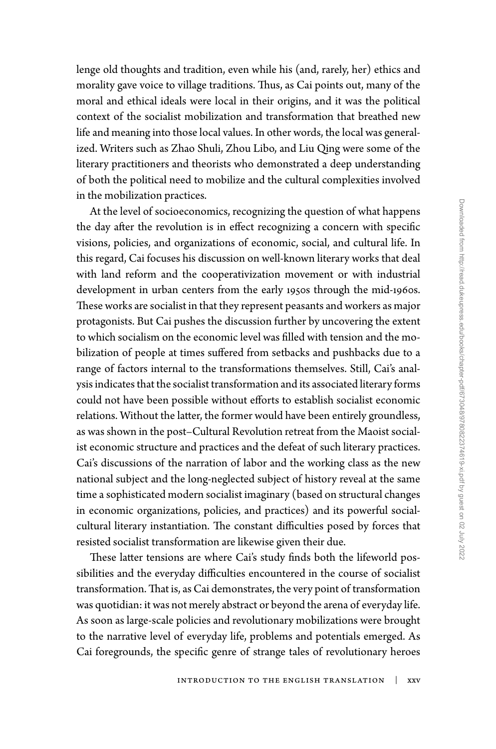lenge old thoughts and tradition, even while his (and, rarely, her) ethics and morality gave voice to village traditions. Thus, as Cai points out, many of the moral and ethical ideals were local in their origins, and it was the political context of the socialist mobilization and transformation that breathed new life and meaning into those local values. In other words, the local was generalized. Writers such as Zhao Shuli, Zhou Libo, and Liu Qing were some of the literary practitioners and theorists who demonstrated a deep understanding of both the political need to mobilize and the cultural complexities involved in the mobilization practices.

At the level of socioeconomics, recognizing the question of what happens the day after the revolution is in effect recognizing a concern with specific visions, policies, and organizations of economic, social, and cultural life. In this regard, Cai focuses his discussion on well-known literary works that deal with land reform and the cooperativization movement or with industrial development in urban centers from the early 1950s through the mid-1960s. These works are socialist in that they represent peasants and workers as major protagonists. But Cai pushes the discussion further by uncovering the extent to which socialism on the economic level was filled with tension and the mobilization of people at times suffered from setbacks and pushbacks due to a range of factors internal to the transformations themselves. Still, Cai's analysis indicates that the socialist transformation and its associated literary forms could not have been possible without efforts to establish socialist economic relations. Without the latter, the former would have been entirely groundless, as was shown in the post–Cultural Revolution retreat from the Maoist socialist economic structure and practices and the defeat of such literary practices. Cai's discussions of the narration of labor and the working class as the new national subject and the long-neglected subject of history reveal at the same time a sophisticated modern socialist imaginary (based on structural changes in economic organizations, policies, and practices) and its powerful social-cultural literary instantiation. The constant difficulties posed by forces that resisted socialist transformation are likewise given their due.

These latter tensions are where Cai's study finds both the lifeworld possibilities and the everyday difficulties encountered in the course of socialist transformation. That is, as Cai demonstrates, the very point of transformation was quotidian: it was not merely abstract or beyond the arena of everyday life. As soon as large-scale policies and revolutionary mobilizations were brought to the narrative level of everyday life, problems and potentials emerged. As Cai foregrounds, the specific genre of strange tales of revolutionary heroes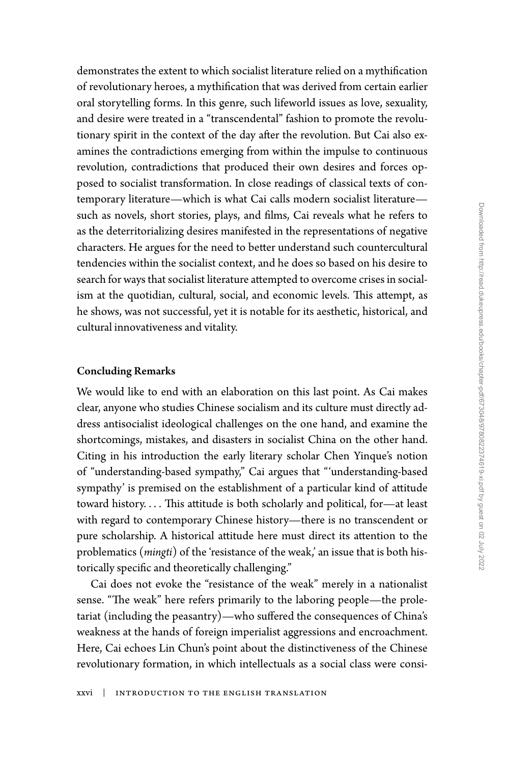demonstrates the extent to which socialist literature relied on a mythification of revolutionary heroes, a mythification that was derived from certain earlier oral storytelling forms. In this genre, such lifeworld issues as love, sexuality, and desire were treated in a "transcendental" fashion to promote the revolutionary spirit in the context of the day after the revolution. But Cai also examines the contradictions emerging from within the impulse to continuous revolution, contradictions that produced their own desires and forces opposed to socialist transformation. In close readings of classical texts of contemporary literature—which is what Cai calls modern socialist literature—such as novels, short stories, plays, and films, Cai reveals what he refers to as the deterritorializing desires manifested in the representations of negative characters. He argues for the need to better understand such countercultural tendencies within the socialist context, and he does so based on his desire to search for ways that socialist literature attempted to overcome crises in socialism at the quotidian, cultural, social, and economic levels. This attempt, as he shows, was not successful, yet it is notable for its aesthetic, historical, and cultural innovativeness and vitality.

### Concluding Remarks

We would like to end with an elaboration on this last point. As Cai makes clear, anyone who studies Chinese socialism and its culture must directly address antisocialist ideological challenges on the one hand, and examine the shortcomings, mistakes, and disasters in socialist China on the other hand. Citing in his introduction the early literary scholar Chen Yinque's notion of "understanding-based sympathy," Cai argues that "'understanding-based sympathy' is premised on the establishment of a particular kind of attitude toward history. . . . This attitude is both scholarly and political, for—at least with regard to contemporary Chinese history—there is no transcendent or pure scholarship. A historical attitude here must direct its attention to the problematics (*mingti*) of the 'resistance of the weak,' an issue that is both historically specific and theoretically challenging."

Cai does not evoke the "resistance of the weak" merely in a nationalist sense. "The weak" here refers primarily to the laboring people—the proletariat (including the peasantry)—who suffered the consequences of China's weakness at the hands of foreign imperialist aggressions and encroachment. Here, Cai echoes Lin Chun's point about the distinctiveness of the Chinese revolutionary formation, in which intellectuals as a social class were consi-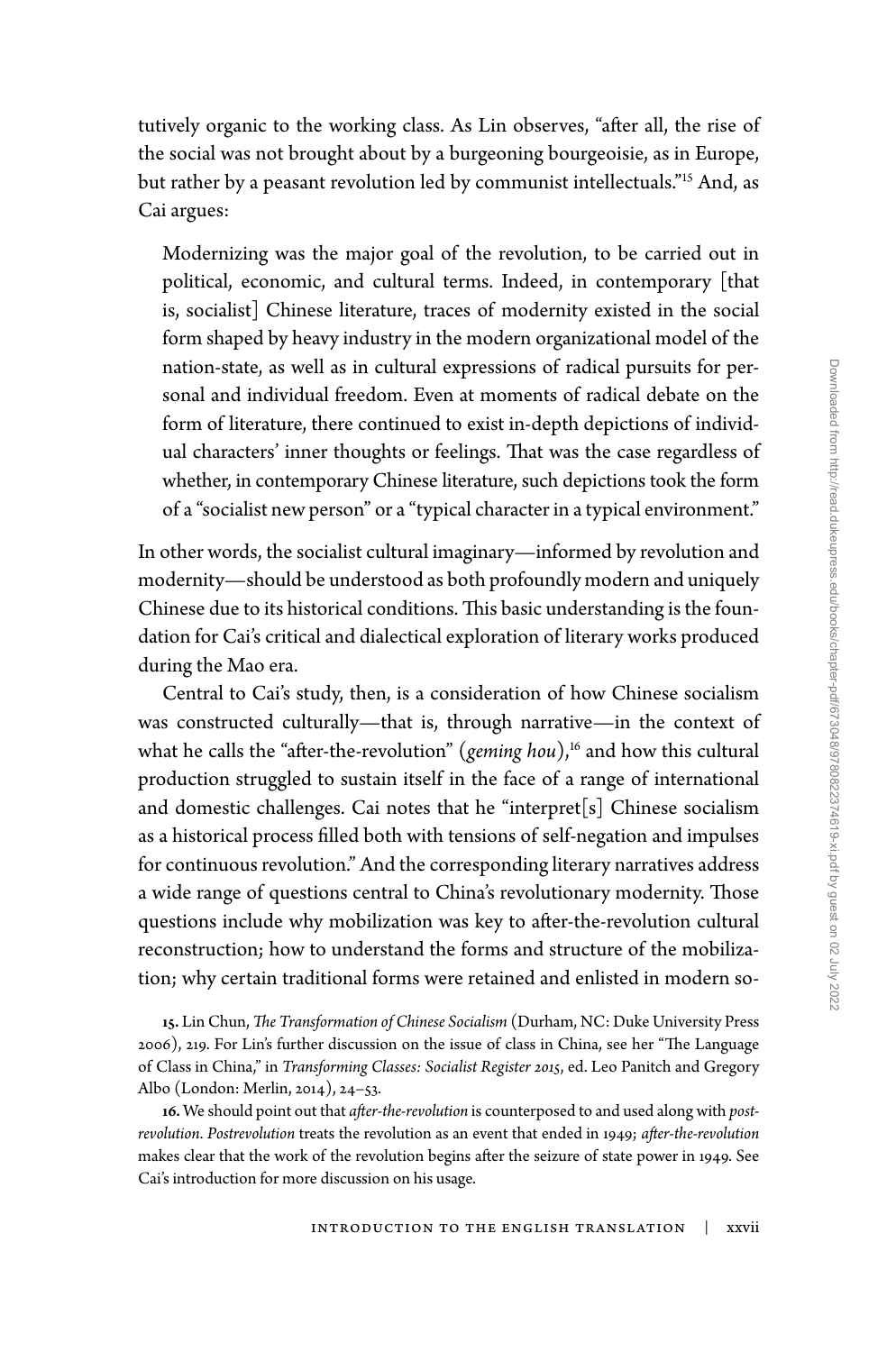tutively organic to the working class. As Lin observes, "after all, the rise of the social was not brought about by a burgeoning bourgeoisie, as in Europe, but rather by a peasant revolution led by communist intellectuals."[15] And, as Cai argues:

> Modernizing was the major goal of the revolution, to be carried out in political, economic, and cultural terms. Indeed, in contemporary [that is, socialist] Chinese literature, traces of modernity existed in the social form shaped by heavy industry in the modern organizational model of the nation-state, as well as in cultural expressions of radical pursuits for personal and individual freedom. Even at moments of radical debate on the form of literature, there continued to exist in-depth depictions of individual characters' inner thoughts or feelings. That was the case regardless of whether, in contemporary Chinese literature, such depictions took the form of a "socialist new person" or a "typical character in a typical environment."

In other words, the socialist cultural imaginary—informed by revolution and modernity—should be understood as both profoundly modern and uniquely Chinese due to its historical conditions. This basic understanding is the foundation for Cai's critical and dialectical exploration of literary works produced during the Mao era.

Central to Cai's study, then, is a consideration of how Chinese socialism was constructed culturally—that is, through narrative—in the context of what he calls the "after-the-revolution" (*geming hou*),[16] and how this cultural production struggled to sustain itself in the face of a range of international and domestic challenges. Cai notes that he "interpret[s] Chinese socialism as a historical process filled both with tensions of self-negation and impulses for continuous revolution." And the corresponding literary narratives address a wide range of questions central to China's revolutionary modernity. Those questions include why mobilization was key to after-the-revolution cultural reconstruction; how to understand the forms and structure of the mobilization; why certain traditional forms were retained and enlisted in modern so-

**15.** Lin Chun, *The Transformation of Chinese Socialism* (Durham, NC: Duke University Press 2006), 219. For Lin's further discussion on the issue of class in China, see her "The Language of Class in China," in *Transforming Classes: Socialist Register 2015*, ed. Leo Panitch and Gregory Albo (London: Merlin, 2014), 24–53.

**16.** We should point out that *after-the-revolution* is counterposed to and used along with *postrevolution*. *Postrevolution* treats the revolution as an event that ended in 1949; *after-the-revolution* makes clear that the work of the revolution begins after the seizure of state power in 1949. See Cai's introduction for more discussion on his usage.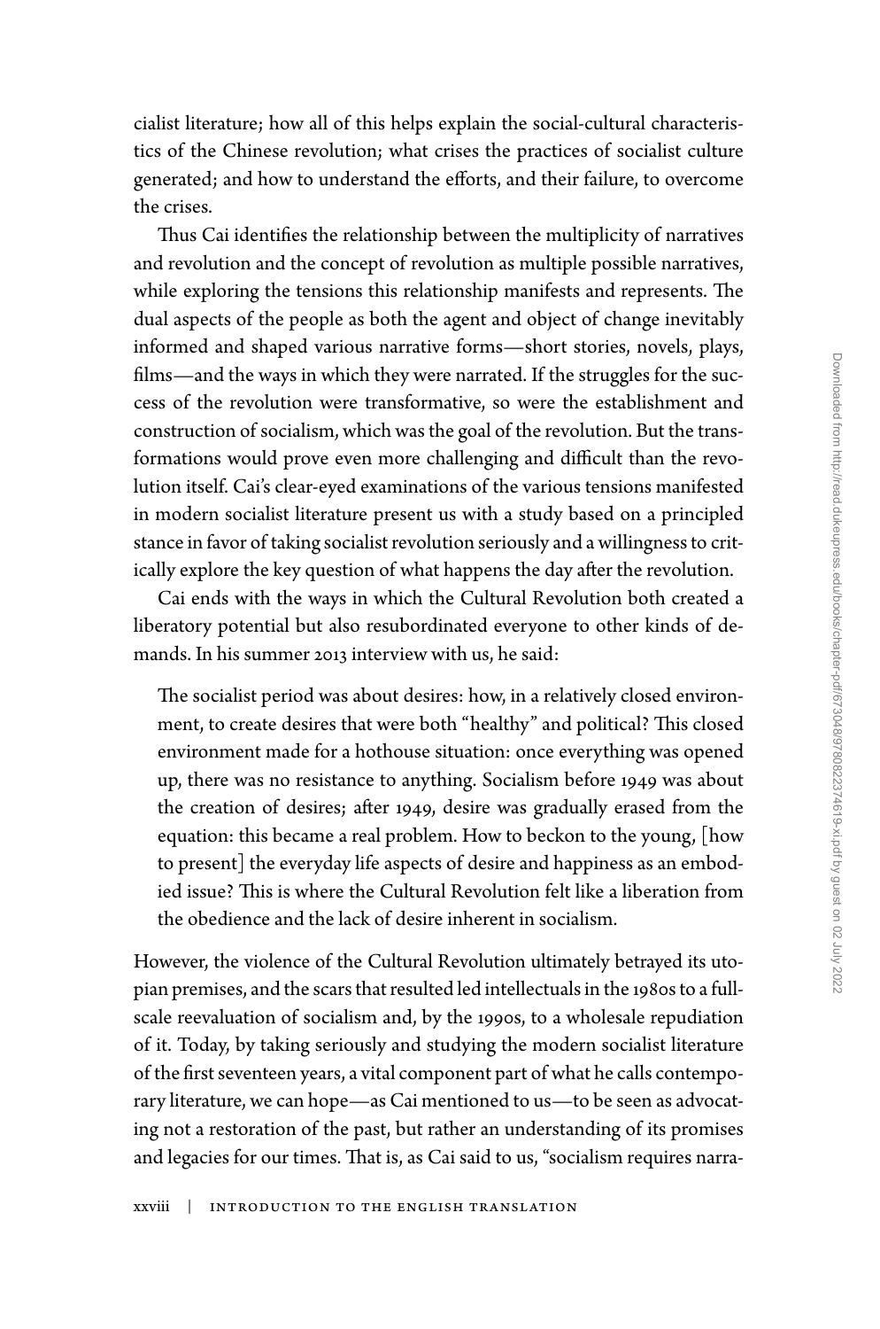cialist literature; how all of this helps explain the social-cultural characteristics of the Chinese revolution; what crises the practices of socialist culture generated; and how to understand the efforts, and their failure, to overcome the crises.

Thus Cai identifies the relationship between the multiplicity of narratives and revolution and the concept of revolution as multiple possible narratives, while exploring the tensions this relationship manifests and represents. The dual aspects of the people as both the agent and object of change inevitably informed and shaped various narrative forms—short stories, novels, plays, films—and the ways in which they were narrated. If the struggles for the success of the revolution were transformative, so were the establishment and construction of socialism, which was the goal of the revolution. But the transformations would prove even more challenging and difficult than the revolution itself. Cai's clear-eyed examinations of the various tensions manifested in modern socialist literature present us with a study based on a principled stance in favor of taking socialist revolution seriously and a willingness to critically explore the key question of what happens the day after the revolution.

Cai ends with the ways in which the Cultural Revolution both created a liberatory potential but also resubordinated everyone to other kinds of demands. In his summer 2013 interview with us, he said:

> The socialist period was about desires: how, in a relatively closed environment, to create desires that were both "healthy" and political? This closed environment made for a hothouse situation: once everything was opened up, there was no resistance to anything. Socialism before 1949 was about the creation of desires; after 1949, desire was gradually erased from the equation: this became a real problem. How to beckon to the young, [how to present] the everyday life aspects of desire and happiness as an embodied issue? This is where the Cultural Revolution felt like a liberation from the obedience and the lack of desire inherent in socialism.

However, the violence of the Cultural Revolution ultimately betrayed its utopian premises, and the scars that resulted led intellectuals in the 1980s to a full-scale reevaluation of socialism and, by the 1990s, to a wholesale repudiation of it. Today, by taking seriously and studying the modern socialist literature of the first seventeen years, a vital component part of what he calls contemporary literature, we can hope—as Cai mentioned to us—to be seen as advocating not a restoration of the past, but rather an understanding of its promises and legacies for our times. That is, as Cai said to us, "socialism requires narra-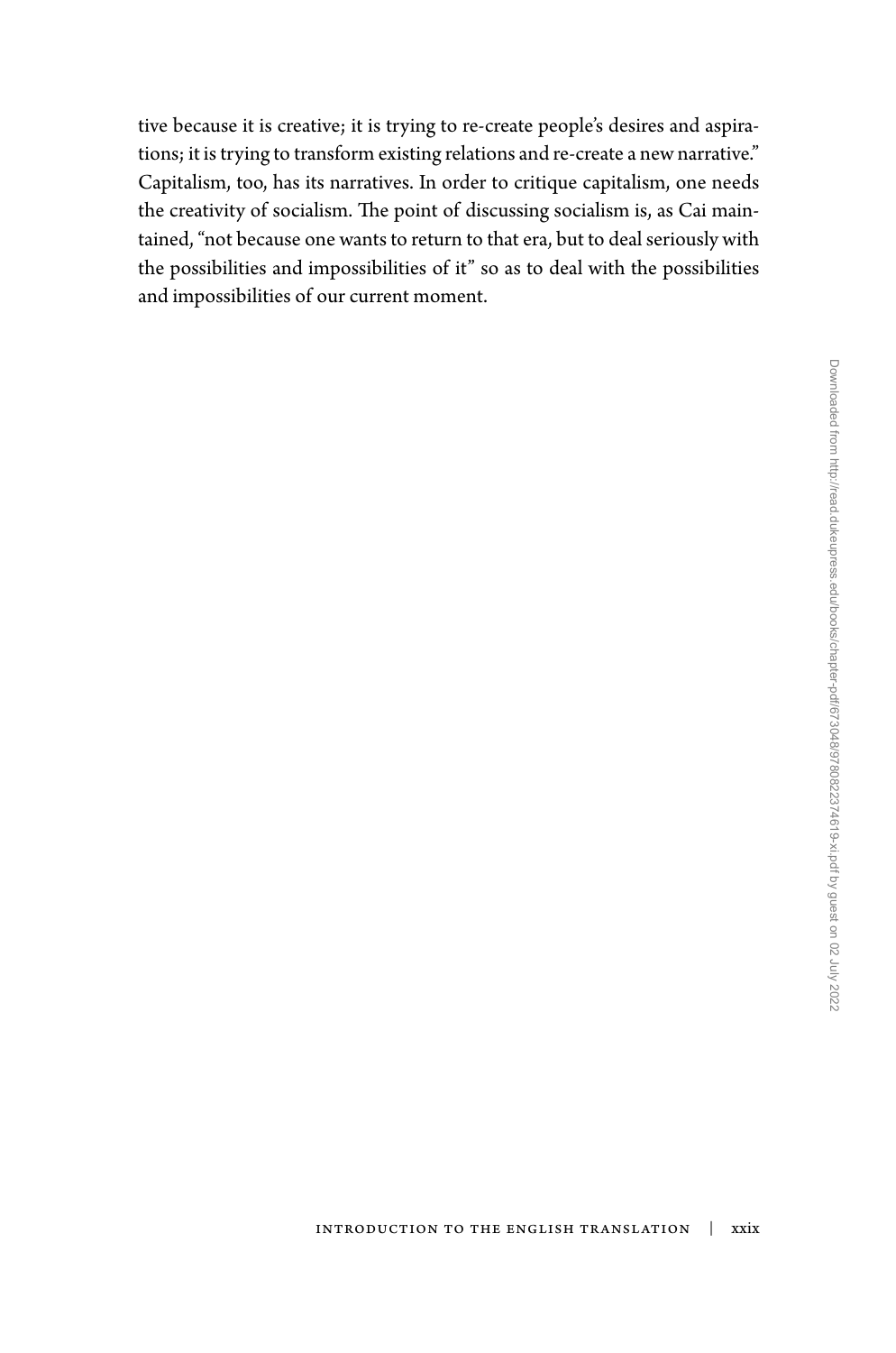tive because it is creative; it is trying to re-create people's desires and aspirations; it is trying to transform existing relations and re-create a new narrative." Capitalism, too, has its narratives. In order to critique capitalism, one needs the creativity of socialism. The point of discussing socialism is, as Cai maintained, "not because one wants to return to that era, but to deal seriously with the possibilities and impossibilities of it" so as to deal with the possibilities and impossibilities of our current moment.